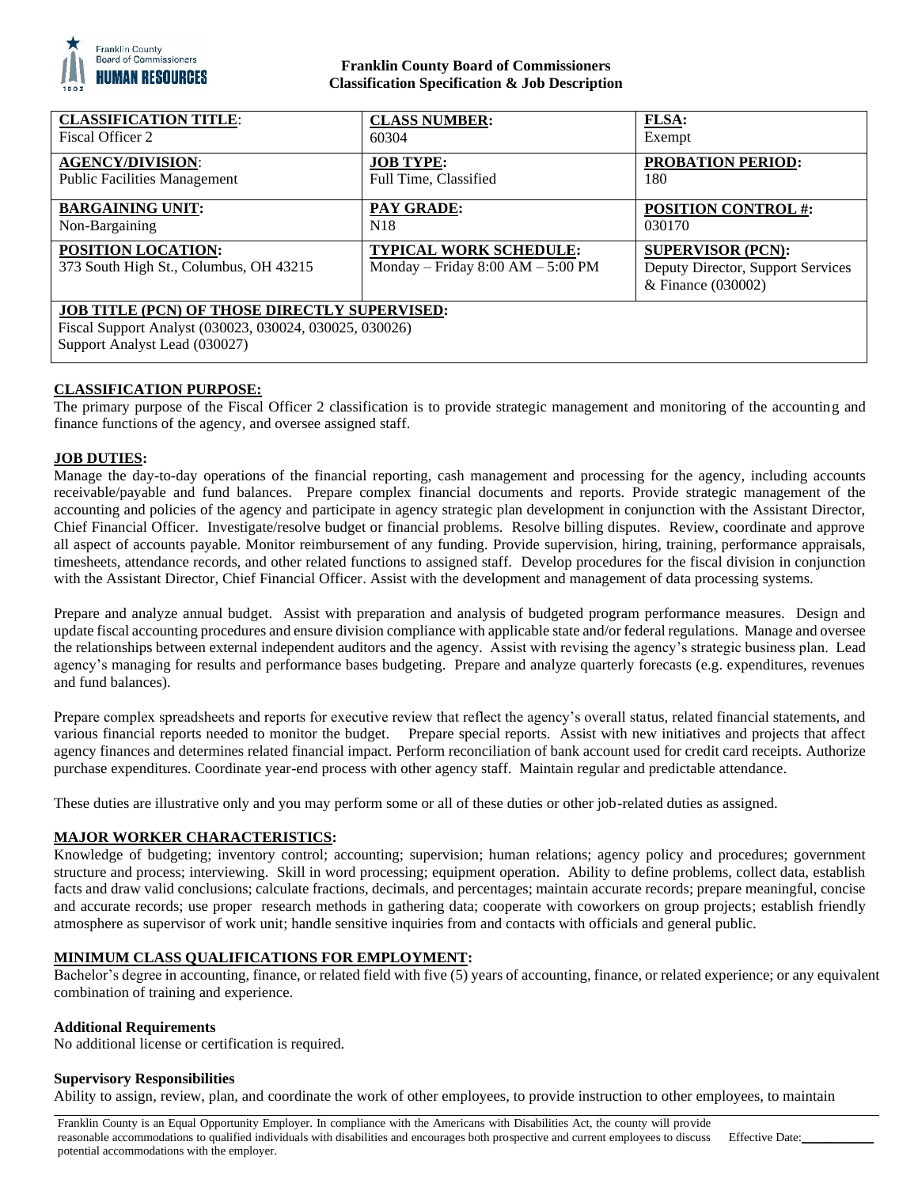**Franklin County Board of Commissioners**
**Classification Specification & Job Description**

| | | |
|---|---|---|
| **CLASSIFICATION TITLE**:<br>Fiscal Officer 2 | **CLASS NUMBER:**<br>60304 | **FLSA:**<br>Exempt |
| **AGENCY/DIVISION**:<br>Public Facilities Management | **JOB TYPE:**<br>Full Time, Classified | **PROBATION PERIOD:**<br>180 |
| **BARGAINING UNIT:**<br>Non-Bargaining | **PAY GRADE:**<br>N18 | **POSITION CONTROL #:**<br>030170 |
| **POSITION LOCATION:**<br>373 South High St., Columbus, OH 43215 | **TYPICAL WORK SCHEDULE:**<br>Monday – Friday 8:00 AM – 5:00 PM | **SUPERVISOR (PCN):**<br>Deputy Director, Support Services & Finance (030002) |
| **JOB TITLE (PCN) OF THOSE DIRECTLY SUPERVISED:**<br>Fiscal Support Analyst (030023, 030024, 030025, 030026)<br>Support Analyst Lead (030027) | | |

**CLASSIFICATION PURPOSE:**

The primary purpose of the Fiscal Officer 2 classification is to provide strategic management and monitoring of the accounting and finance functions of the agency, and oversee assigned staff.

**JOB DUTIES:**

Manage the day-to-day operations of the financial reporting, cash management and processing for the agency, including accounts receivable/payable and fund balances. Prepare complex financial documents and reports. Provide strategic management of the accounting and policies of the agency and participate in agency strategic plan development in conjunction with the Assistant Director, Chief Financial Officer. Investigate/resolve budget or financial problems. Resolve billing disputes. Review, coordinate and approve all aspect of accounts payable. Monitor reimbursement of any funding. Provide supervision, hiring, training, performance appraisals, timesheets, attendance records, and other related functions to assigned staff. Develop procedures for the fiscal division in conjunction with the Assistant Director, Chief Financial Officer. Assist with the development and management of data processing systems.

Prepare and analyze annual budget. Assist with preparation and analysis of budgeted program performance measures. Design and update fiscal accounting procedures and ensure division compliance with applicable state and/or federal regulations. Manage and oversee the relationships between external independent auditors and the agency. Assist with revising the agency's strategic business plan. Lead agency's managing for results and performance bases budgeting. Prepare and analyze quarterly forecasts (e.g. expenditures, revenues and fund balances).

Prepare complex spreadsheets and reports for executive review that reflect the agency's overall status, related financial statements, and various financial reports needed to monitor the budget. Prepare special reports. Assist with new initiatives and projects that affect agency finances and determines related financial impact. Perform reconciliation of bank account used for credit card receipts. Authorize purchase expenditures. Coordinate year-end process with other agency staff. Maintain regular and predictable attendance.

These duties are illustrative only and you may perform some or all of these duties or other job-related duties as assigned.

**MAJOR WORKER CHARACTERISTICS:**

Knowledge of budgeting; inventory control; accounting; supervision; human relations; agency policy and procedures; government structure and process; interviewing. Skill in word processing; equipment operation. Ability to define problems, collect data, establish facts and draw valid conclusions; calculate fractions, decimals, and percentages; maintain accurate records; prepare meaningful, concise and accurate records; use proper research methods in gathering data; cooperate with coworkers on group projects; establish friendly atmosphere as supervisor of work unit; handle sensitive inquiries from and contacts with officials and general public.

**MINIMUM CLASS QUALIFICATIONS FOR EMPLOYMENT:**

Bachelor's degree in accounting, finance, or related field with five (5) years of accounting, finance, or related experience; or any equivalent combination of training and experience.

**Additional Requirements**

No additional license or certification is required.

**Supervisory Responsibilities**

Ability to assign, review, plan, and coordinate the work of other employees, to provide instruction to other employees, to maintain

Franklin County is an Equal Opportunity Employer. In compliance with the Americans with Disabilities Act, the county will provide reasonable accommodations to qualified individuals with disabilities and encourages both prospective and current employees to discuss potential accommodations with the employer. Effective Date:\_\_\_\_\_\_\_\_\_\_\_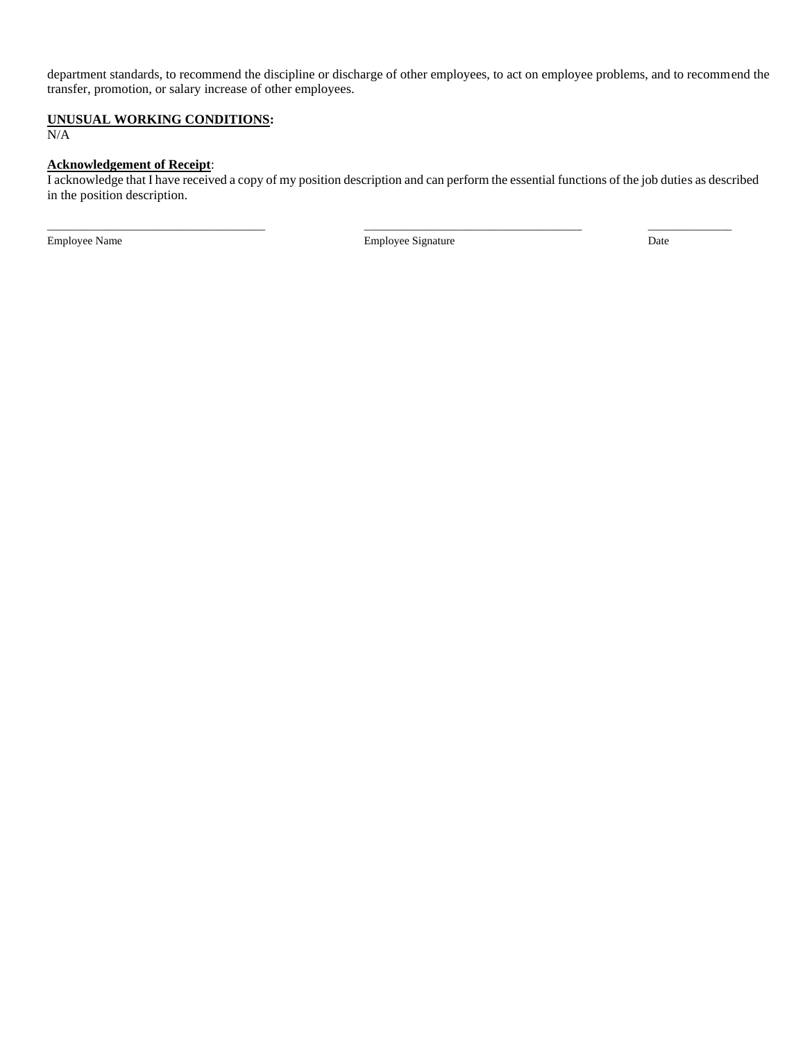department standards, to recommend the discipline or discharge of other employees, to act on employee problems, and to recommend the transfer, promotion, or salary increase of other employees.

**UNUSUAL WORKING CONDITIONS:**
N/A

**Acknowledgement of Receipt**:
I acknowledge that I have received a copy of my position description and can perform the essential functions of the job duties as described in the position description.

| | | |
|---|---|---|
| ____________________________________ | ____________________________________ | ______________ |
| Employee Name | Employee Signature | Date |